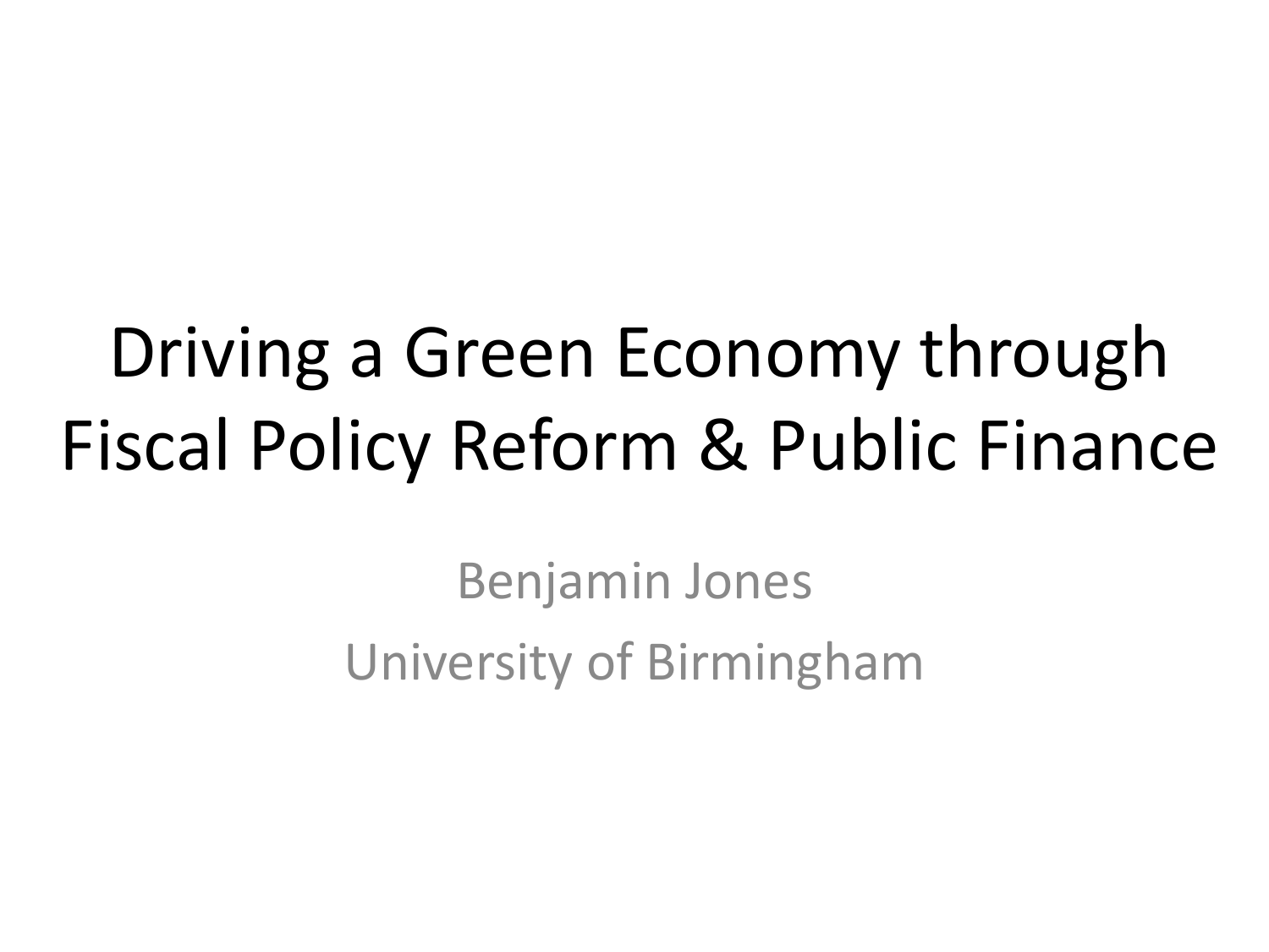# Driving a Green Economy through Fiscal Policy Reform & Public Finance

Benjamin Jones

University of Birmingham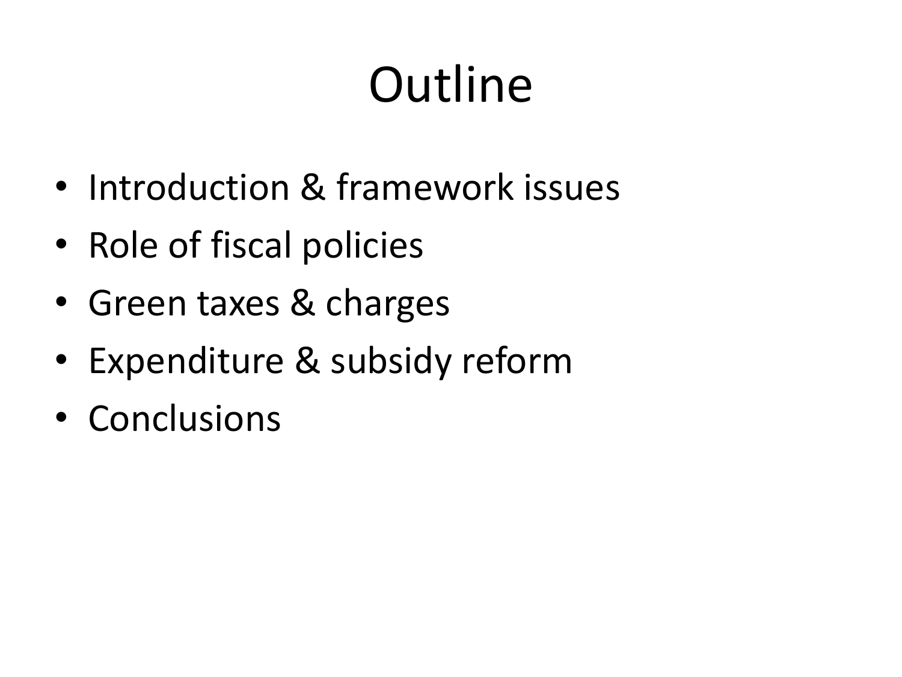# Outline

- Introduction & framework issues
- Role of fiscal policies
- Green taxes & charges
- Expenditure & subsidy reform
- Conclusions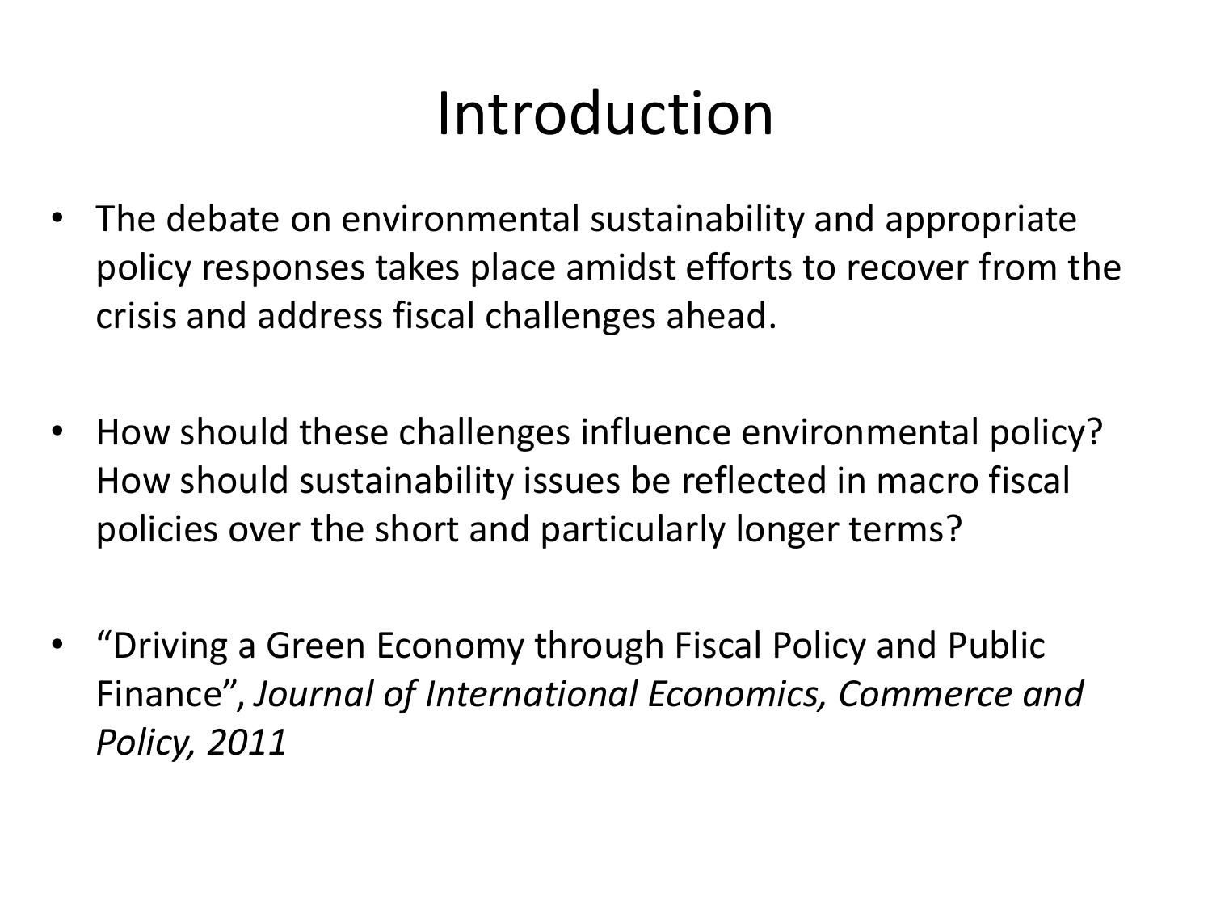# Introduction

- The debate on environmental sustainability and appropriate policy responses takes place amidst efforts to recover from the crisis and address fiscal challenges ahead.

- How should these challenges influence environmental policy? How should sustainability issues be reflected in macro fiscal policies over the short and particularly longer terms?

- "Driving a Green Economy through Fiscal Policy and Public Finance", *Journal of International Economics, Commerce and Policy, 2011*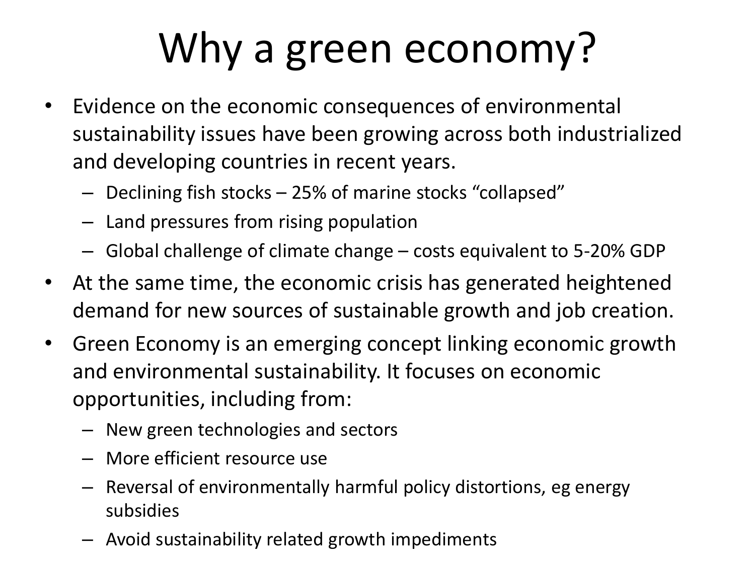# Why a green economy?

- Evidence on the economic consequences of environmental sustainability issues have been growing across both industrialized and developing countries in recent years.
  - Declining fish stocks – 25% of marine stocks "collapsed"
  - Land pressures from rising population
  - Global challenge of climate change – costs equivalent to 5-20% GDP
- At the same time, the economic crisis has generated heightened demand for new sources of sustainable growth and job creation.
- Green Economy is an emerging concept linking economic growth and environmental sustainability. It focuses on economic opportunities, including from:
  - New green technologies and sectors
  - More efficient resource use
  - Reversal of environmentally harmful policy distortions, eg energy subsidies
  - Avoid sustainability related growth impediments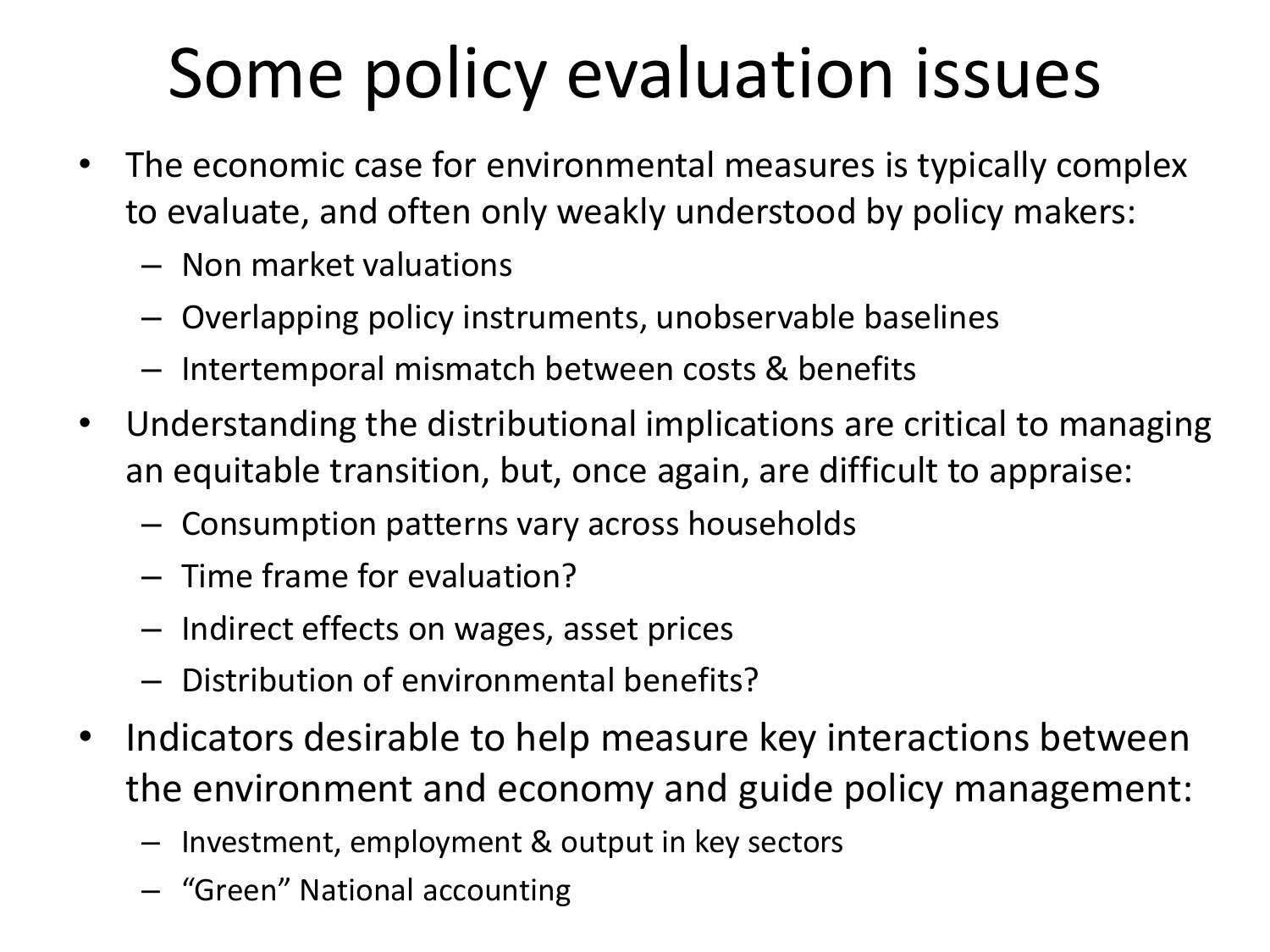# Some policy evaluation issues

- The economic case for environmental measures is typically complex to evaluate, and often only weakly understood by policy makers:
  - Non market valuations
  - Overlapping policy instruments, unobservable baselines
  - Intertemporal mismatch between costs & benefits
- Understanding the distributional implications are critical to managing an equitable transition, but, once again, are difficult to appraise:
  - Consumption patterns vary across households
  - Time frame for evaluation?
  - Indirect effects on wages, asset prices
  - Distribution of environmental benefits?
- Indicators desirable to help measure key interactions between the environment and economy and guide policy management:
  - Investment, employment & output in key sectors
  - "Green" National accounting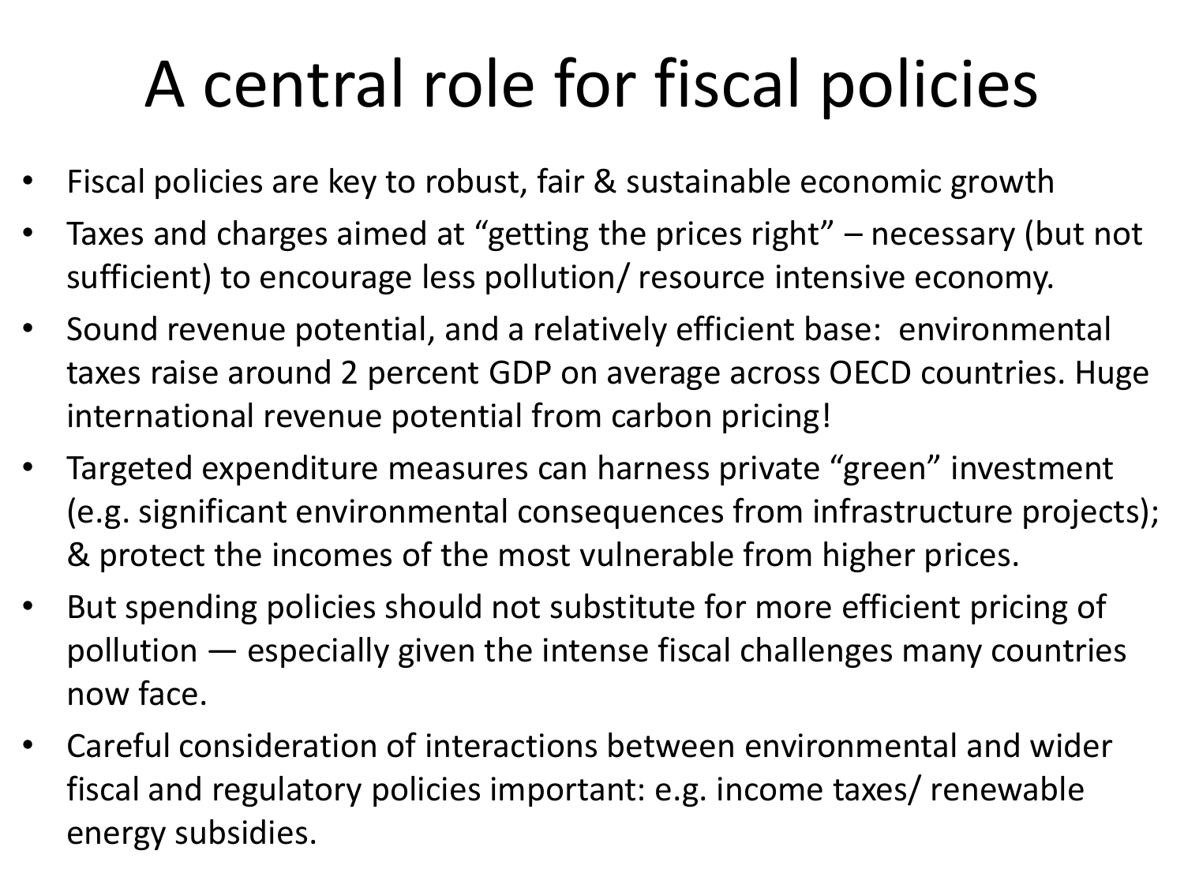# A central role for fiscal policies

- Fiscal policies are key to robust, fair & sustainable economic growth
- Taxes and charges aimed at "getting the prices right" – necessary (but not sufficient) to encourage less pollution/ resource intensive economy.
- Sound revenue potential, and a relatively efficient base: environmental taxes raise around 2 percent GDP on average across OECD countries. Huge international revenue potential from carbon pricing!
- Targeted expenditure measures can harness private "green" investment (e.g. significant environmental consequences from infrastructure projects); & protect the incomes of the most vulnerable from higher prices.
- But spending policies should not substitute for more efficient pricing of pollution — especially given the intense fiscal challenges many countries now face.
- Careful consideration of interactions between environmental and wider fiscal and regulatory policies important: e.g. income taxes/ renewable energy subsidies.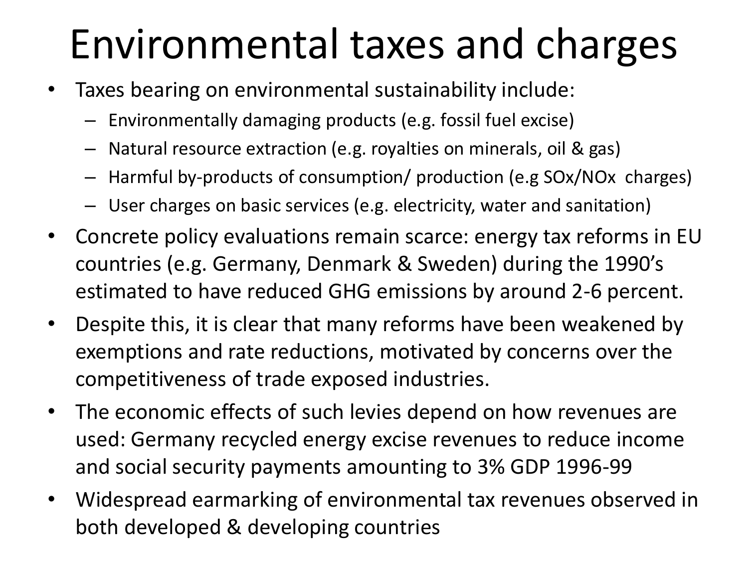# Environmental taxes and charges

- Taxes bearing on environmental sustainability include:
  - Environmentally damaging products (e.g. fossil fuel excise)
  - Natural resource extraction (e.g. royalties on minerals, oil & gas)
  - Harmful by-products of consumption/ production (e.g SOx/NOx charges)
  - User charges on basic services (e.g. electricity, water and sanitation)
- Concrete policy evaluations remain scarce: energy tax reforms in EU countries (e.g. Germany, Denmark & Sweden) during the 1990's estimated to have reduced GHG emissions by around 2-6 percent.
- Despite this, it is clear that many reforms have been weakened by exemptions and rate reductions, motivated by concerns over the competitiveness of trade exposed industries.
- The economic effects of such levies depend on how revenues are used: Germany recycled energy excise revenues to reduce income and social security payments amounting to 3% GDP 1996-99
- Widespread earmarking of environmental tax revenues observed in both developed & developing countries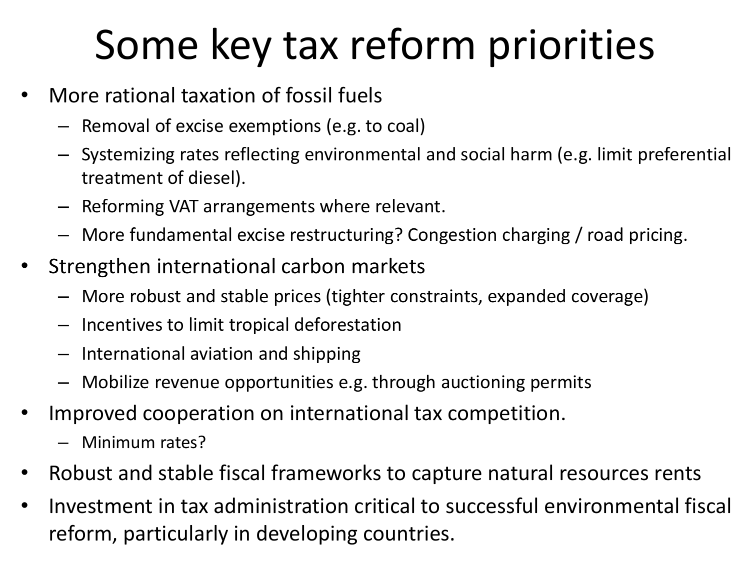# Some key tax reform priorities

- More rational taxation of fossil fuels
  - Removal of excise exemptions (e.g. to coal)
  - Systemizing rates reflecting environmental and social harm (e.g. limit preferential treatment of diesel).
  - Reforming VAT arrangements where relevant.
  - More fundamental excise restructuring? Congestion charging / road pricing.
- Strengthen international carbon markets
  - More robust and stable prices (tighter constraints, expanded coverage)
  - Incentives to limit tropical deforestation
  - International aviation and shipping
  - Mobilize revenue opportunities e.g. through auctioning permits
- Improved cooperation on international tax competition.
  - Minimum rates?
- Robust and stable fiscal frameworks to capture natural resources rents
- Investment in tax administration critical to successful environmental fiscal reform, particularly in developing countries.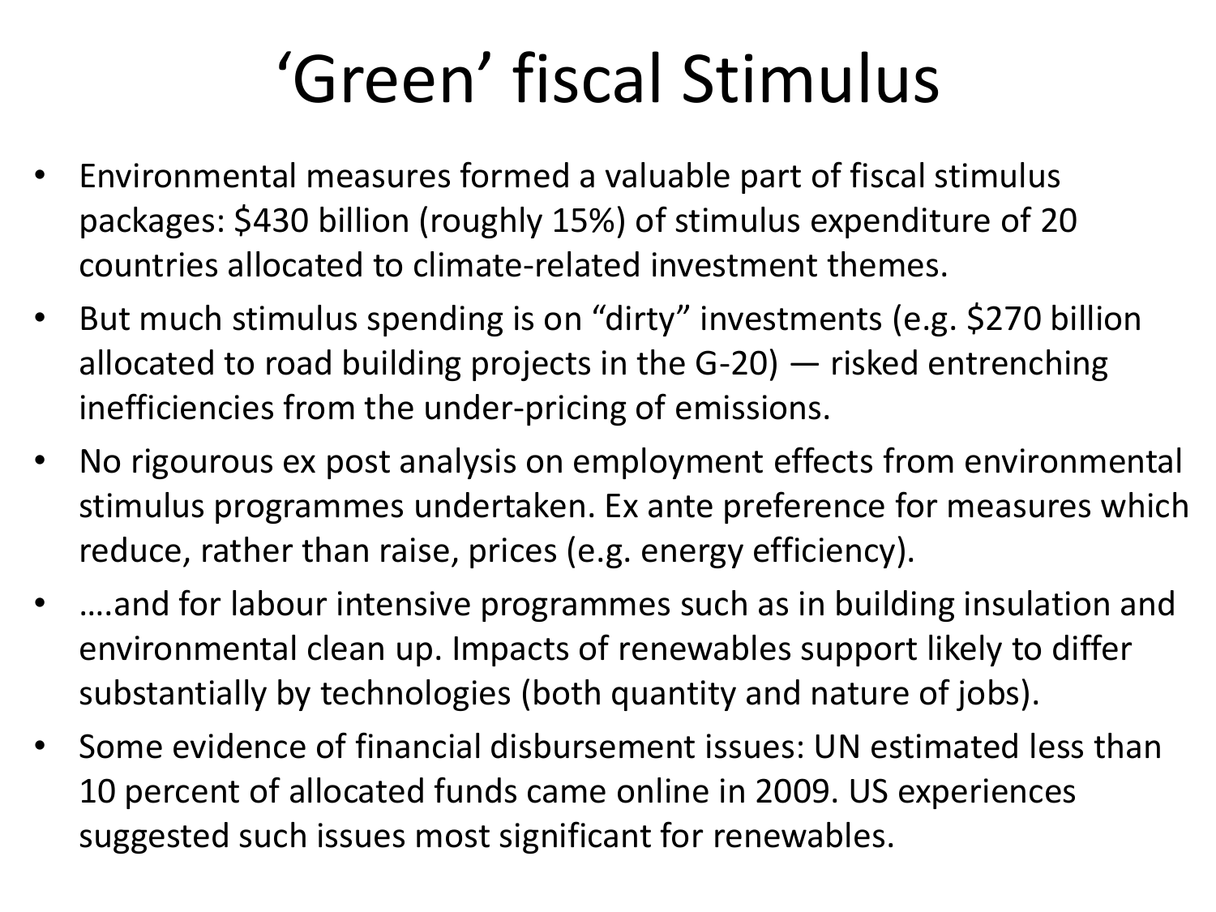# ‘Green’ fiscal Stimulus

- Environmental measures formed a valuable part of fiscal stimulus packages: $430 billion (roughly 15%) of stimulus expenditure of 20 countries allocated to climate-related investment themes.
- But much stimulus spending is on “dirty” investments (e.g. $270 billion allocated to road building projects in the G-20) — risked entrenching inefficiencies from the under-pricing of emissions.
- No rigourous ex post analysis on employment effects from environmental stimulus programmes undertaken. Ex ante preference for measures which reduce, rather than raise, prices (e.g. energy efficiency).
- ….and for labour intensive programmes such as in building insulation and environmental clean up. Impacts of renewables support likely to differ substantially by technologies (both quantity and nature of jobs).
- Some evidence of financial disbursement issues: UN estimated less than 10 percent of allocated funds came online in 2009. US experiences suggested such issues most significant for renewables.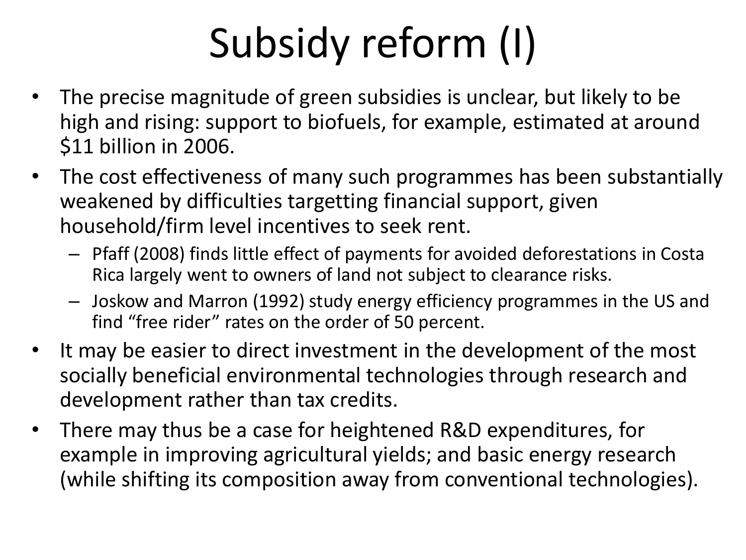# Subsidy reform (I)

- The precise magnitude of green subsidies is unclear, but likely to be high and rising: support to biofuels, for example, estimated at around $11 billion in 2006.
- The cost effectiveness of many such programmes has been substantially weakened by difficulties targetting financial support, given household/firm level incentives to seek rent.
  - Pfaff (2008) finds little effect of payments for avoided deforestations in Costa Rica largely went to owners of land not subject to clearance risks.
  - Joskow and Marron (1992) study energy efficiency programmes in the US and find “free rider” rates on the order of 50 percent.
- It may be easier to direct investment in the development of the most socially beneficial environmental technologies through research and development rather than tax credits.
- There may thus be a case for heightened R&D expenditures, for example in improving agricultural yields; and basic energy research (while shifting its composition away from conventional technologies).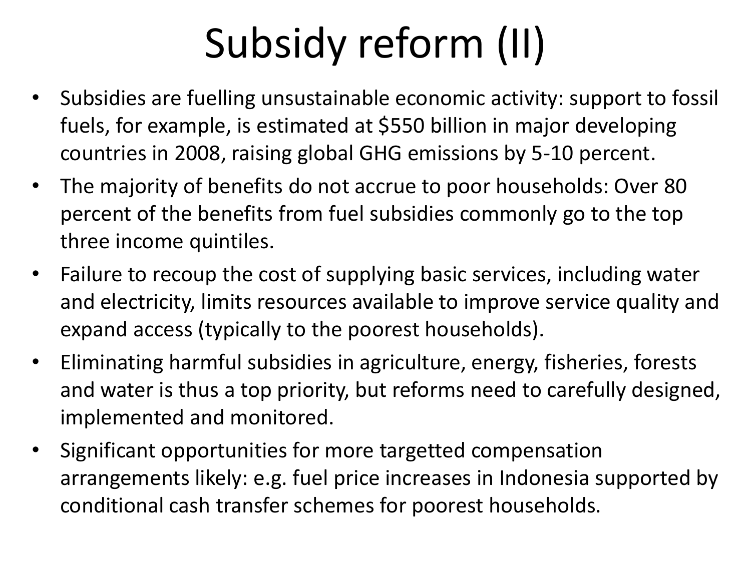# Subsidy reform (II)

- Subsidies are fuelling unsustainable economic activity: support to fossil fuels, for example, is estimated at $550 billion in major developing countries in 2008, raising global GHG emissions by 5-10 percent.
- The majority of benefits do not accrue to poor households: Over 80 percent of the benefits from fuel subsidies commonly go to the top three income quintiles.
- Failure to recoup the cost of supplying basic services, including water and electricity, limits resources available to improve service quality and expand access (typically to the poorest households).
- Eliminating harmful subsidies in agriculture, energy, fisheries, forests and water is thus a top priority, but reforms need to carefully designed, implemented and monitored.
- Significant opportunities for more targetted compensation arrangements likely: e.g. fuel price increases in Indonesia supported by conditional cash transfer schemes for poorest households.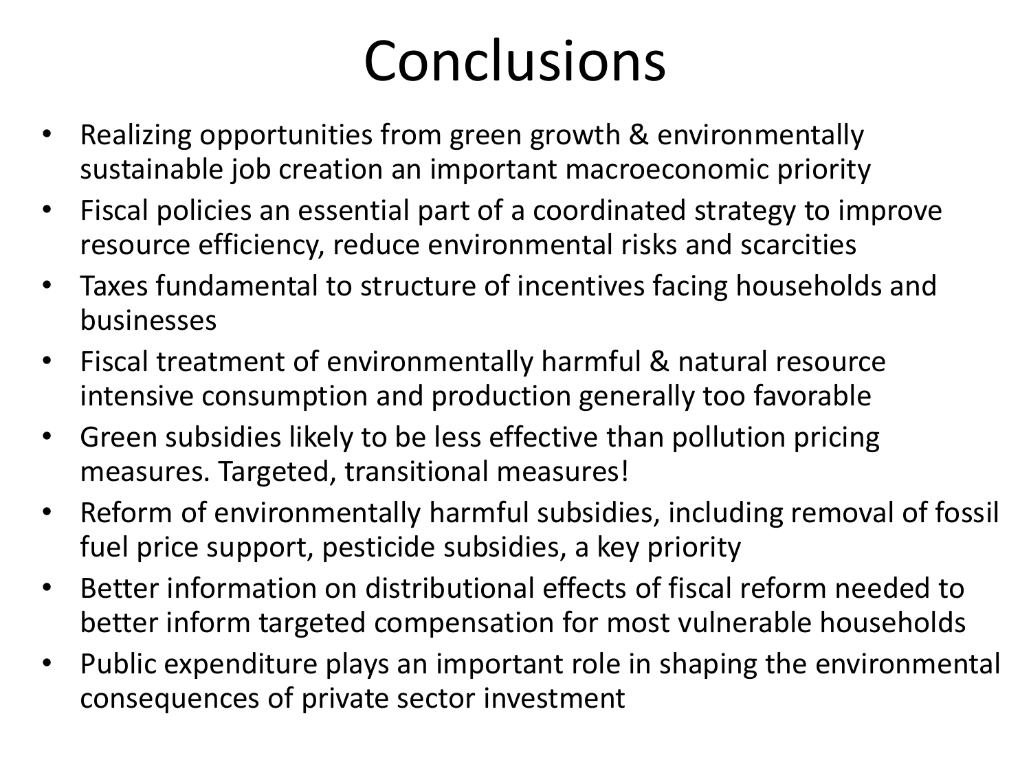# Conclusions

- Realizing opportunities from green growth & environmentally sustainable job creation an important macroeconomic priority
- Fiscal policies an essential part of a coordinated strategy to improve resource efficiency, reduce environmental risks and scarcities
- Taxes fundamental to structure of incentives facing households and businesses
- Fiscal treatment of environmentally harmful & natural resource intensive consumption and production generally too favorable
- Green subsidies likely to be less effective than pollution pricing measures. Targeted, transitional measures!
- Reform of environmentally harmful subsidies, including removal of fossil fuel price support, pesticide subsidies, a key priority
- Better information on distributional effects of fiscal reform needed to better inform targeted compensation for most vulnerable households
- Public expenditure plays an important role in shaping the environmental consequences of private sector investment